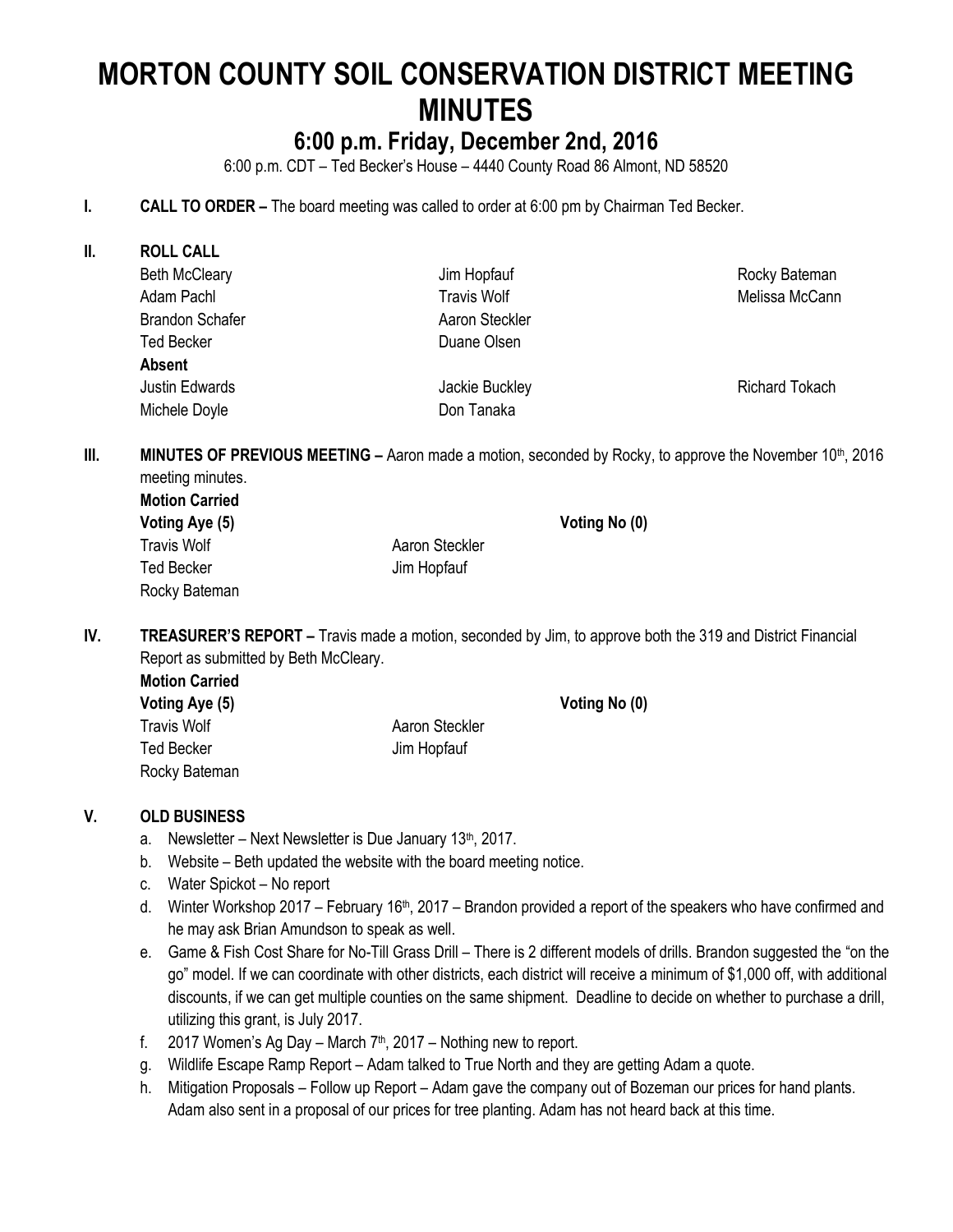# MORTON COUNTY SOIL CONSERVATION DISTRICT MEETING MINUTES

## 6:00 p.m. Friday, December 2nd, 2016

6:00 p.m. CDT – Ted Becker's House – 4440 County Road 86 Almont, ND 58520

**I. CALL TO ORDER –** The board meeting was called to order at 6:00 pm by Chairman Ted Becker.

**II. ROLL CALL**

| | | |
|---|---|---|
| Beth McCleary | Jim Hopfauf | Rocky Bateman |
| Adam Pachl | Travis Wolf | Melissa McCann |
| Brandon Schafer | Aaron Steckler | |
| Ted Becker | Duane Olsen | |
| **Absent** | | |
| Justin Edwards | Jackie Buckley | Richard Tokach |
| Michele Doyle | Don Tanaka | |

**III. MINUTES OF PREVIOUS MEETING –** Aaron made a motion, seconded by Rocky, to approve the November 10th, 2016 meeting minutes.

**Motion Carried**

| **Voting Aye (5)** | | **Voting No (0)** |
|---|---|---|
| Travis Wolf | Aaron Steckler | |
| Ted Becker | Jim Hopfauf | |
| Rocky Bateman | | |

**IV. TREASURER'S REPORT –** Travis made a motion, seconded by Jim, to approve both the 319 and District Financial Report as submitted by Beth McCleary.

**Motion Carried**

| **Voting Aye (5)** | | **Voting No (0)** |
|---|---|---|
| Travis Wolf | Aaron Steckler | |
| Ted Becker | Jim Hopfauf | |
| Rocky Bateman | | |

**V. OLD BUSINESS**

a. Newsletter – Next Newsletter is Due January 13th, 2017.

b. Website – Beth updated the website with the board meeting notice.

c. Water Spickot – No report

d. Winter Workshop 2017 – February 16th, 2017 – Brandon provided a report of the speakers who have confirmed and he may ask Brian Amundson to speak as well.

e. Game & Fish Cost Share for No-Till Grass Drill – There is 2 different models of drills. Brandon suggested the "on the go" model. If we can coordinate with other districts, each district will receive a minimum of $1,000 off, with additional discounts, if we can get multiple counties on the same shipment. Deadline to decide on whether to purchase a drill, utilizing this grant, is July 2017.

f. 2017 Women's Ag Day – March 7th, 2017 – Nothing new to report.

g. Wildlife Escape Ramp Report – Adam talked to True North and they are getting Adam a quote.

h. Mitigation Proposals – Follow up Report – Adam gave the company out of Bozeman our prices for hand plants. Adam also sent in a proposal of our prices for tree planting. Adam has not heard back at this time.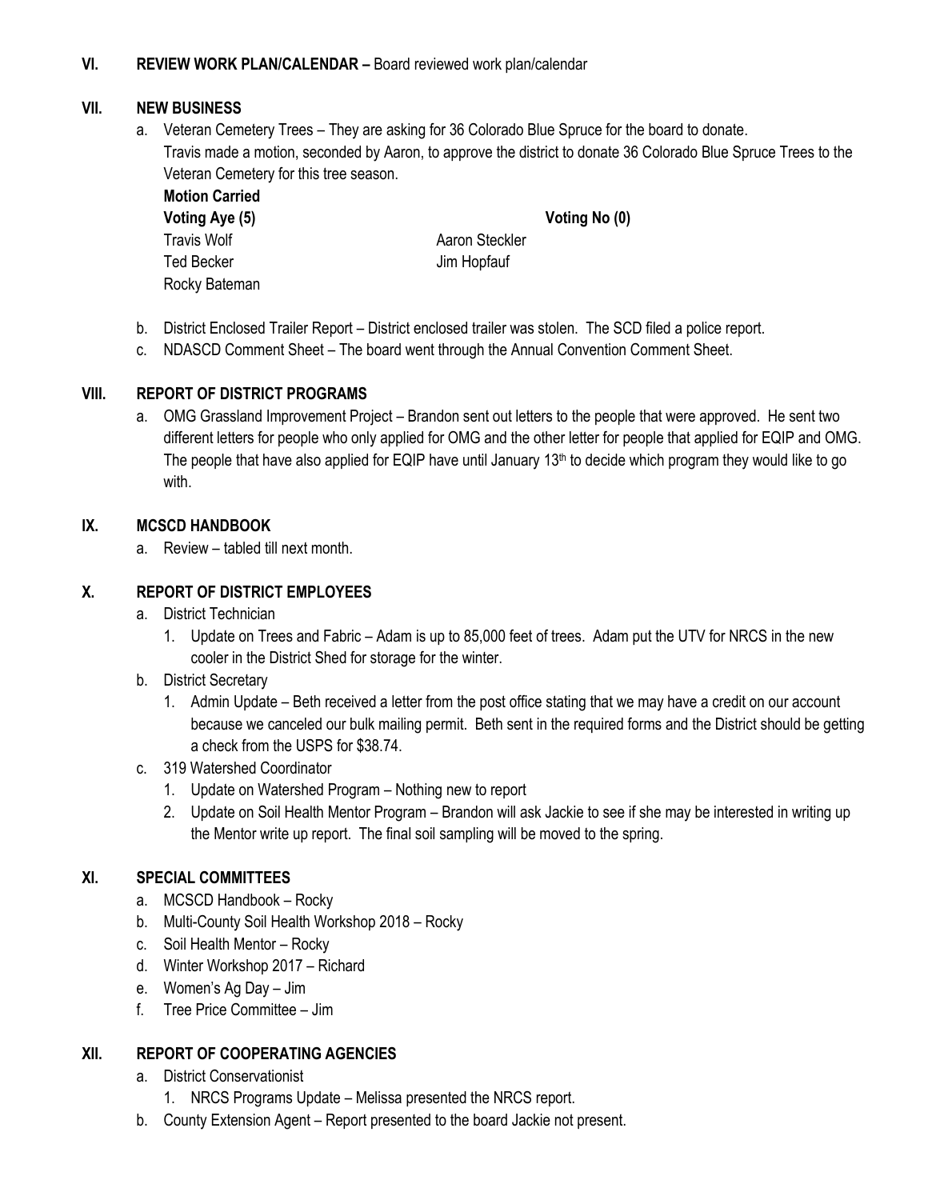## VI. REVIEW WORK PLAN/CALENDAR – Board reviewed work plan/calendar

## VII. NEW BUSINESS

a. Veteran Cemetery Trees – They are asking for 36 Colorado Blue Spruce for the board to donate.
   Travis made a motion, seconded by Aaron, to approve the district to donate 36 Colorado Blue Spruce Trees to the Veteran Cemetery for this tree season.

   **Motion Carried**

   | **Voting Aye (5)** | | **Voting No (0)** |
   |---|---|---|
   | Travis Wolf | Aaron Steckler | |
   | Ted Becker | Jim Hopfauf | |
   | Rocky Bateman | | |

b. District Enclosed Trailer Report – District enclosed trailer was stolen. The SCD filed a police report.

c. NDASCD Comment Sheet – The board went through the Annual Convention Comment Sheet.

## VIII. REPORT OF DISTRICT PROGRAMS

a. OMG Grassland Improvement Project – Brandon sent out letters to the people that were approved. He sent two different letters for people who only applied for OMG and the other letter for people that applied for EQIP and OMG. The people that have also applied for EQIP have until January 13th to decide which program they would like to go with.

## IX. MCSCD HANDBOOK

a. Review – tabled till next month.

## X. REPORT OF DISTRICT EMPLOYEES

a. District Technician
   1. Update on Trees and Fabric – Adam is up to 85,000 feet of trees. Adam put the UTV for NRCS in the new cooler in the District Shed for storage for the winter.

b. District Secretary
   1. Admin Update – Beth received a letter from the post office stating that we may have a credit on our account because we canceled our bulk mailing permit. Beth sent in the required forms and the District should be getting a check from the USPS for $38.74.

c. 319 Watershed Coordinator
   1. Update on Watershed Program – Nothing new to report
   2. Update on Soil Health Mentor Program – Brandon will ask Jackie to see if she may be interested in writing up the Mentor write up report. The final soil sampling will be moved to the spring.

## XI. SPECIAL COMMITTEES

a. MCSCD Handbook – Rocky
b. Multi-County Soil Health Workshop 2018 – Rocky
c. Soil Health Mentor – Rocky
d. Winter Workshop 2017 – Richard
e. Women's Ag Day – Jim
f. Tree Price Committee – Jim

## XII. REPORT OF COOPERATING AGENCIES

a. District Conservationist
   1. NRCS Programs Update – Melissa presented the NRCS report.

b. County Extension Agent – Report presented to the board Jackie not present.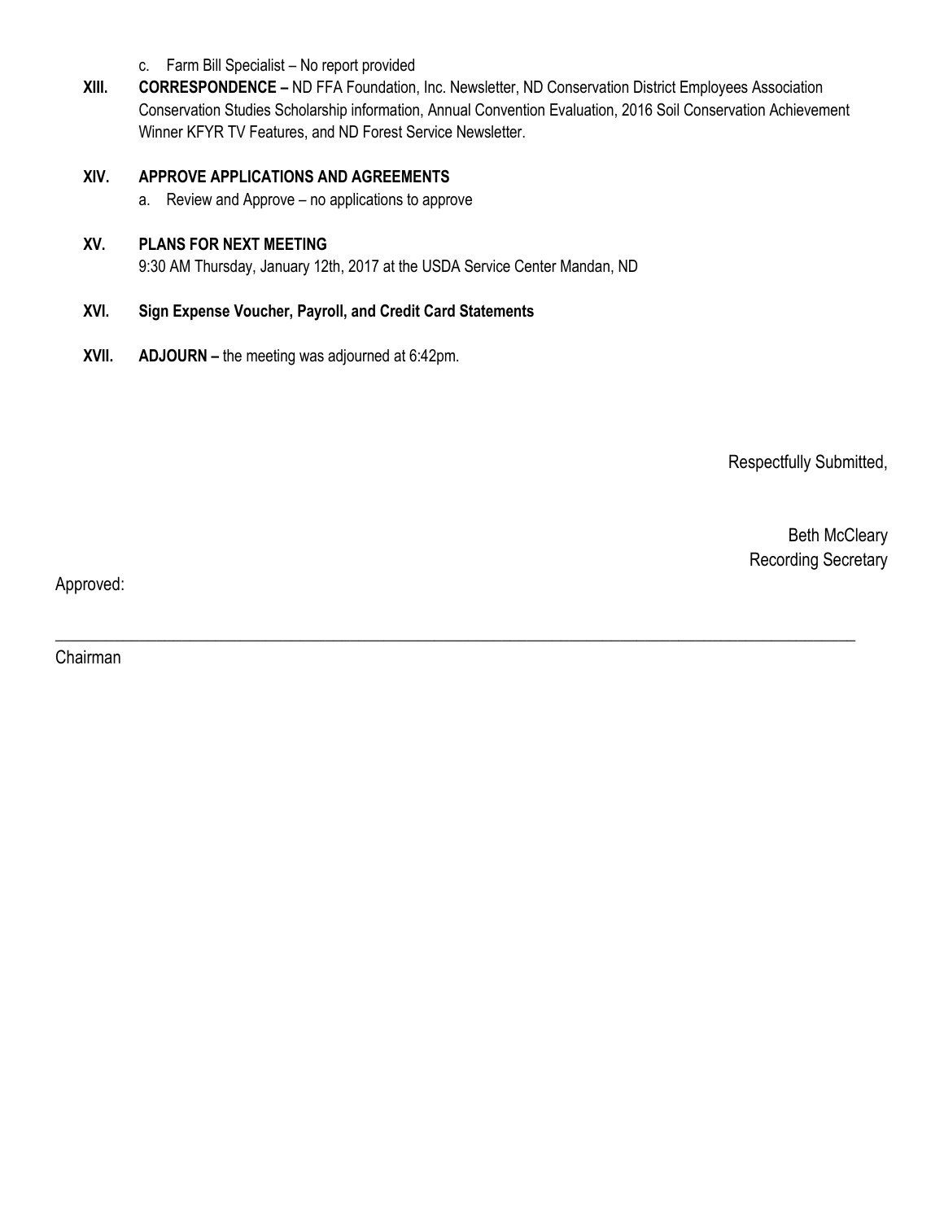c. Farm Bill Specialist – No report provided

**XIII. CORRESPONDENCE –** ND FFA Foundation, Inc. Newsletter, ND Conservation District Employees Association Conservation Studies Scholarship information, Annual Convention Evaluation, 2016 Soil Conservation Achievement Winner KFYR TV Features, and ND Forest Service Newsletter.

**XIV. APPROVE APPLICATIONS AND AGREEMENTS**

a. Review and Approve – no applications to approve

**XV. PLANS FOR NEXT MEETING**

9:30 AM Thursday, January 12th, 2017 at the USDA Service Center Mandan, ND

**XVI. Sign Expense Voucher, Payroll, and Credit Card Statements**

**XVII. ADJOURN –** the meeting was adjourned at 6:42pm.

Respectfully Submitted,

Beth McCleary
Recording Secretary

Approved:

______________________________________________

Chairman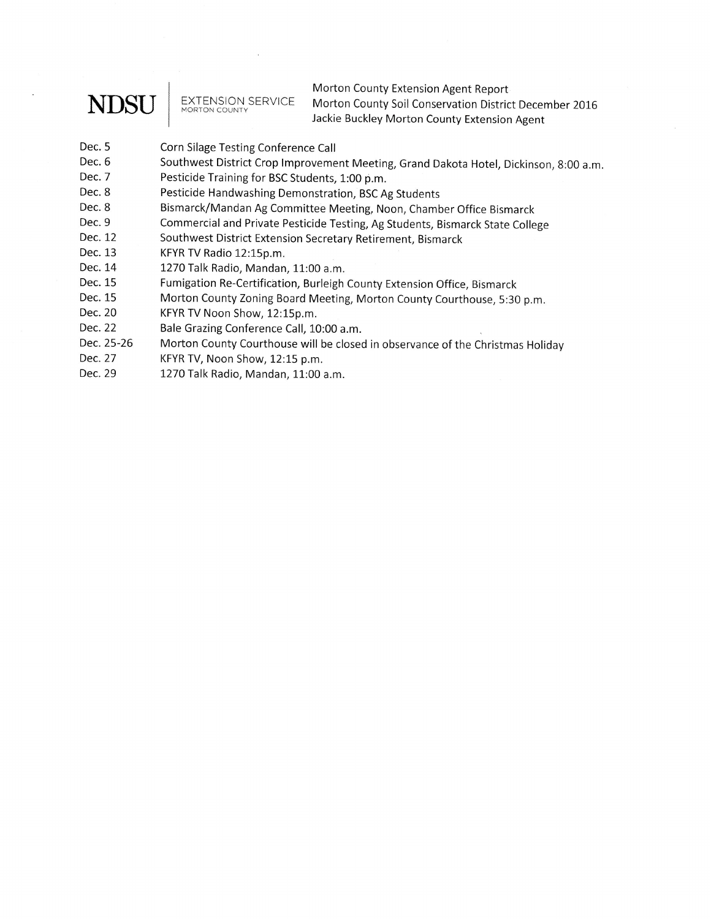**NDSU** | EXTENSION SERVICE MORTON COUNTY

Morton County Extension Agent Report
Morton County Soil Conservation District December 2016
Jackie Buckley Morton County Extension Agent

| | |
|---|---|
| Dec. 5 | Corn Silage Testing Conference Call |
| Dec. 6 | Southwest District Crop Improvement Meeting, Grand Dakota Hotel, Dickinson, 8:00 a.m. |
| Dec. 7 | Pesticide Training for BSC Students, 1:00 p.m. |
| Dec. 8 | Pesticide Handwashing Demonstration, BSC Ag Students |
| Dec. 8 | Bismarck/Mandan Ag Committee Meeting, Noon, Chamber Office Bismarck |
| Dec. 9 | Commercial and Private Pesticide Testing, Ag Students, Bismarck State College |
| Dec. 12 | Southwest District Extension Secretary Retirement, Bismarck |
| Dec. 13 | KFYR TV Radio 12:15p.m. |
| Dec. 14 | 1270 Talk Radio, Mandan, 11:00 a.m. |
| Dec. 15 | Fumigation Re-Certification, Burleigh County Extension Office, Bismarck |
| Dec. 15 | Morton County Zoning Board Meeting, Morton County Courthouse, 5:30 p.m. |
| Dec. 20 | KFYR TV Noon Show, 12:15p.m. |
| Dec. 22 | Bale Grazing Conference Call, 10:00 a.m. |
| Dec. 25-26 | Morton County Courthouse will be closed in observance of the Christmas Holiday |
| Dec. 27 | KFYR TV, Noon Show, 12:15 p.m. |
| Dec. 29 | 1270 Talk Radio, Mandan, 11:00 a.m. |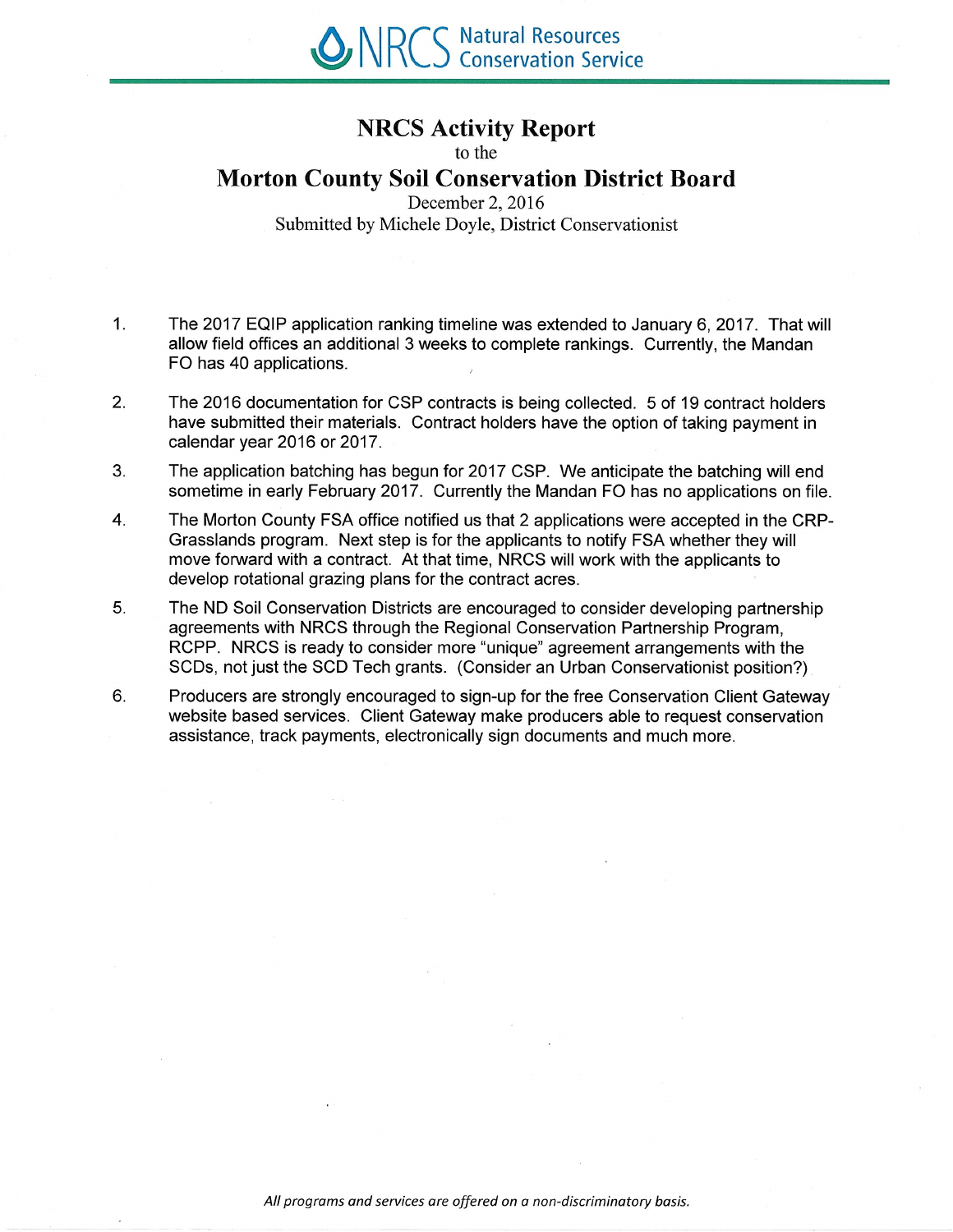NRCS Natural Resources Conservation Service

# NRCS Activity Report

to the

## Morton County Soil Conservation District Board

December 2, 2016

Submitted by Michele Doyle, District Conservationist

1. The 2017 EQIP application ranking timeline was extended to January 6, 2017. That will allow field offices an additional 3 weeks to complete rankings. Currently, the Mandan FO has 40 applications.

2. The 2016 documentation for CSP contracts is being collected. 5 of 19 contract holders have submitted their materials. Contract holders have the option of taking payment in calendar year 2016 or 2017.

3. The application batching has begun for 2017 CSP. We anticipate the batching will end sometime in early February 2017. Currently the Mandan FO has no applications on file.

4. The Morton County FSA office notified us that 2 applications were accepted in the CRP-Grasslands program. Next step is for the applicants to notify FSA whether they will move forward with a contract. At that time, NRCS will work with the applicants to develop rotational grazing plans for the contract acres.

5. The ND Soil Conservation Districts are encouraged to consider developing partnership agreements with NRCS through the Regional Conservation Partnership Program, RCPP. NRCS is ready to consider more "unique" agreement arrangements with the SCDs, not just the SCD Tech grants. (Consider an Urban Conservationist position?)

6. Producers are strongly encouraged to sign-up for the free Conservation Client Gateway website based services. Client Gateway make producers able to request conservation assistance, track payments, electronically sign documents and much more.

*All programs and services are offered on a non-discriminatory basis.*